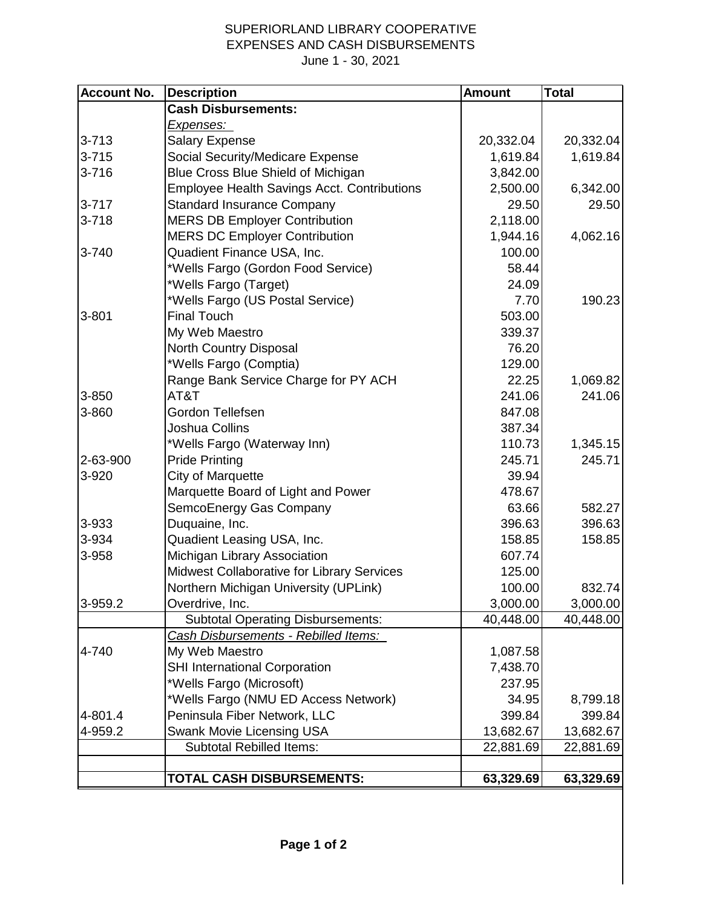# SUPERIORLAND LIBRARY COOPERATIVE
## EXPENSES AND CASH DISBURSEMENTS
June 1 - 30, 2021

| Account No. | Description | Amount | Total |
|---|---|---|---|
| | **Cash Disbursements:** | | |
| | *Expenses:* | | |
| 3-713 | Salary Expense | 20,332.04 | 20,332.04 |
| 3-715 | Social Security/Medicare Expense | 1,619.84 | 1,619.84 |
| 3-716 | Blue Cross Blue Shield of Michigan | 3,842.00 | |
| | Employee Health Savings Acct. Contributions | 2,500.00 | 6,342.00 |
| 3-717 | Standard Insurance Company | 29.50 | 29.50 |
| 3-718 | MERS DB Employer Contribution | 2,118.00 | |
| | MERS DC Employer Contribution | 1,944.16 | 4,062.16 |
| 3-740 | Quadient Finance USA, Inc. | 100.00 | |
| | *Wells Fargo (Gordon Food Service) | 58.44 | |
| | *Wells Fargo (Target) | 24.09 | |
| | *Wells Fargo (US Postal Service) | 7.70 | 190.23 |
| 3-801 | Final Touch | 503.00 | |
| | My Web Maestro | 339.37 | |
| | North Country Disposal | 76.20 | |
| | *Wells Fargo (Comptia) | 129.00 | |
| | Range Bank Service Charge for PY ACH | 22.25 | 1,069.82 |
| 3-850 | AT&T | 241.06 | 241.06 |
| 3-860 | Gordon Tellefsen | 847.08 | |
| | Joshua Collins | 387.34 | |
| | *Wells Fargo (Waterway Inn) | 110.73 | 1,345.15 |
| 2-63-900 | Pride Printing | 245.71 | 245.71 |
| 3-920 | City of Marquette | 39.94 | |
| | Marquette Board of Light and Power | 478.67 | |
| | SemcoEnergy Gas Company | 63.66 | 582.27 |
| 3-933 | Duquaine, Inc. | 396.63 | 396.63 |
| 3-934 | Quadient Leasing USA, Inc. | 158.85 | 158.85 |
| 3-958 | Michigan Library Association | 607.74 | |
| | Midwest Collaborative for Library Services | 125.00 | |
| | Northern Michigan University (UPLink) | 100.00 | 832.74 |
| 3-959.2 | Overdrive, Inc. | 3,000.00 | 3,000.00 |
| | Subtotal Operating Disbursements: | 40,448.00 | 40,448.00 |
| | *Cash Disbursements - Rebilled Items:* | | |
| 4-740 | My Web Maestro | 1,087.58 | |
| | SHI International Corporation | 7,438.70 | |
| | *Wells Fargo (Microsoft) | 237.95 | |
| | *Wells Fargo (NMU ED Access Network) | 34.95 | 8,799.18 |
| 4-801.4 | Peninsula Fiber Network, LLC | 399.84 | 399.84 |
| 4-959.2 | Swank Movie Licensing USA | 13,682.67 | 13,682.67 |
| | Subtotal Rebilled Items: | 22,881.69 | 22,881.69 |
| | | | |
| | **TOTAL CASH DISBURSEMENTS:** | **63,329.69** | **63,329.69** |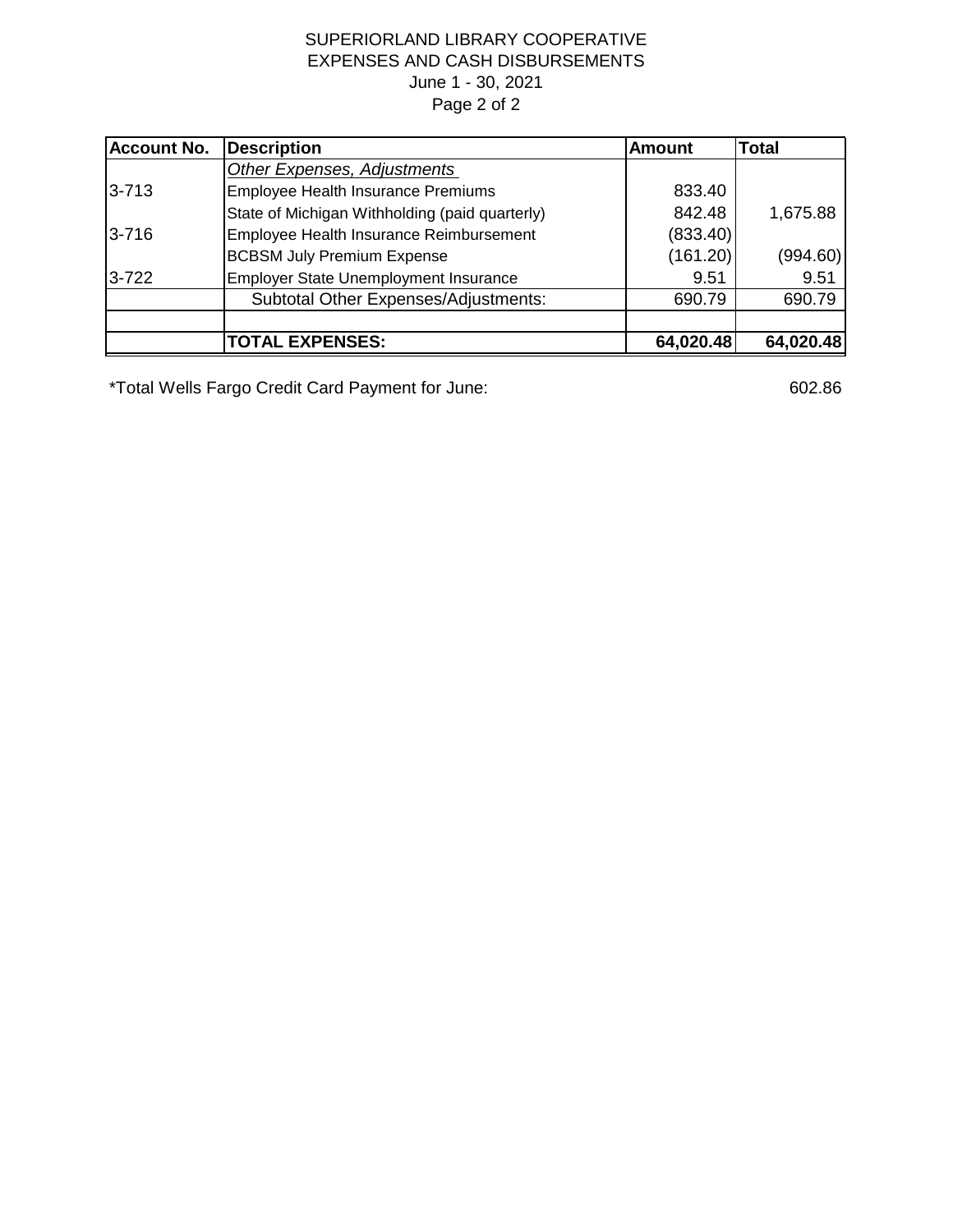SUPERIORLAND LIBRARY COOPERATIVE
EXPENSES AND CASH DISBURSEMENTS
June 1 - 30, 2021

| Account No. | Description | Amount | Total |
|---|---|---|---|
| | *Other Expenses, Adjustments* | | |
| 3-713 | Employee Health Insurance Premiums | 833.40 | |
| | State of Michigan Withholding (paid quarterly) | 842.48 | 1,675.88 |
| 3-716 | Employee Health Insurance Reimbursement | (833.40) | |
| | BCBSM July Premium Expense | (161.20) | (994.60) |
| 3-722 | Employer State Unemployment Insurance | 9.51 | 9.51 |
| | Subtotal Other Expenses/Adjustments: | 690.79 | 690.79 |
| | | | |
| | **TOTAL EXPENSES:** | **64,020.48** | **64,020.48** |

*Total Wells Fargo Credit Card Payment for June: 602.86